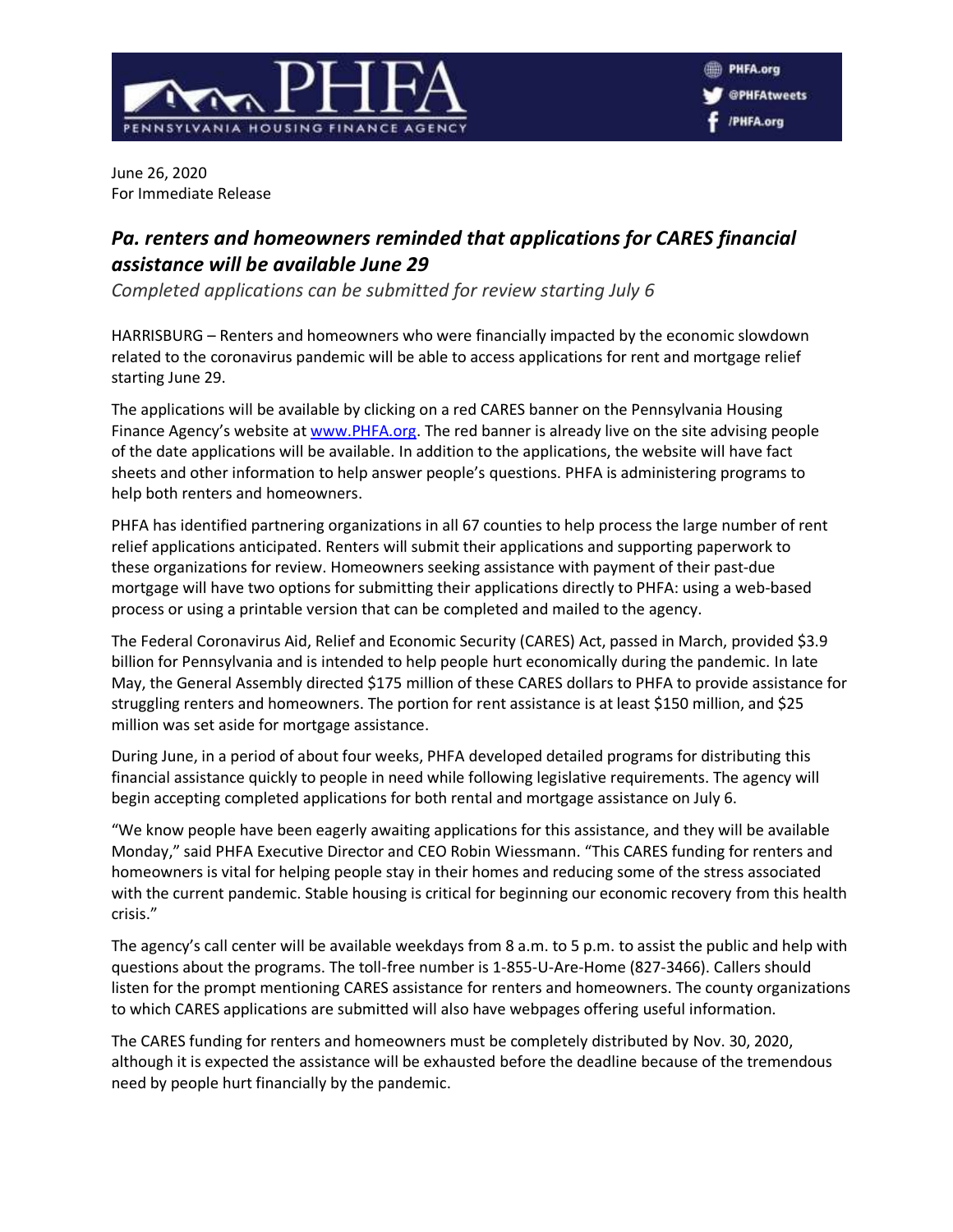PHFA
PENNSYLVANIA HOUSING FINANCE AGENCY

PHFA.org
@PHFAtweets
/PHFA.org

June 26, 2020
For Immediate Release

# *Pa. renters and homeowners reminded that applications for CARES financial assistance will be available June 29*

*Completed applications can be submitted for review starting July 6*

HARRISBURG – Renters and homeowners who were financially impacted by the economic slowdown related to the coronavirus pandemic will be able to access applications for rent and mortgage relief starting June 29.

The applications will be available by clicking on a red CARES banner on the Pennsylvania Housing Finance Agency's website at [www.PHFA.org](http://www.PHFA.org). The red banner is already live on the site advising people of the date applications will be available. In addition to the applications, the website will have fact sheets and other information to help answer people's questions. PHFA is administering programs to help both renters and homeowners.

PHFA has identified partnering organizations in all 67 counties to help process the large number of rent relief applications anticipated. Renters will submit their applications and supporting paperwork to these organizations for review. Homeowners seeking assistance with payment of their past-due mortgage will have two options for submitting their applications directly to PHFA: using a web-based process or using a printable version that can be completed and mailed to the agency.

The Federal Coronavirus Aid, Relief and Economic Security (CARES) Act, passed in March, provided $3.9 billion for Pennsylvania and is intended to help people hurt economically during the pandemic. In late May, the General Assembly directed $175 million of these CARES dollars to PHFA to provide assistance for struggling renters and homeowners. The portion for rent assistance is at least $150 million, and $25 million was set aside for mortgage assistance.

During June, in a period of about four weeks, PHFA developed detailed programs for distributing this financial assistance quickly to people in need while following legislative requirements. The agency will begin accepting completed applications for both rental and mortgage assistance on July 6.

"We know people have been eagerly awaiting applications for this assistance, and they will be available Monday," said PHFA Executive Director and CEO Robin Wiessmann. "This CARES funding for renters and homeowners is vital for helping people stay in their homes and reducing some of the stress associated with the current pandemic. Stable housing is critical for beginning our economic recovery from this health crisis."

The agency's call center will be available weekdays from 8 a.m. to 5 p.m. to assist the public and help with questions about the programs. The toll-free number is 1-855-U-Are-Home (827-3466). Callers should listen for the prompt mentioning CARES assistance for renters and homeowners. The county organizations to which CARES applications are submitted will also have webpages offering useful information.

The CARES funding for renters and homeowners must be completely distributed by Nov. 30, 2020, although it is expected the assistance will be exhausted before the deadline because of the tremendous need by people hurt financially by the pandemic.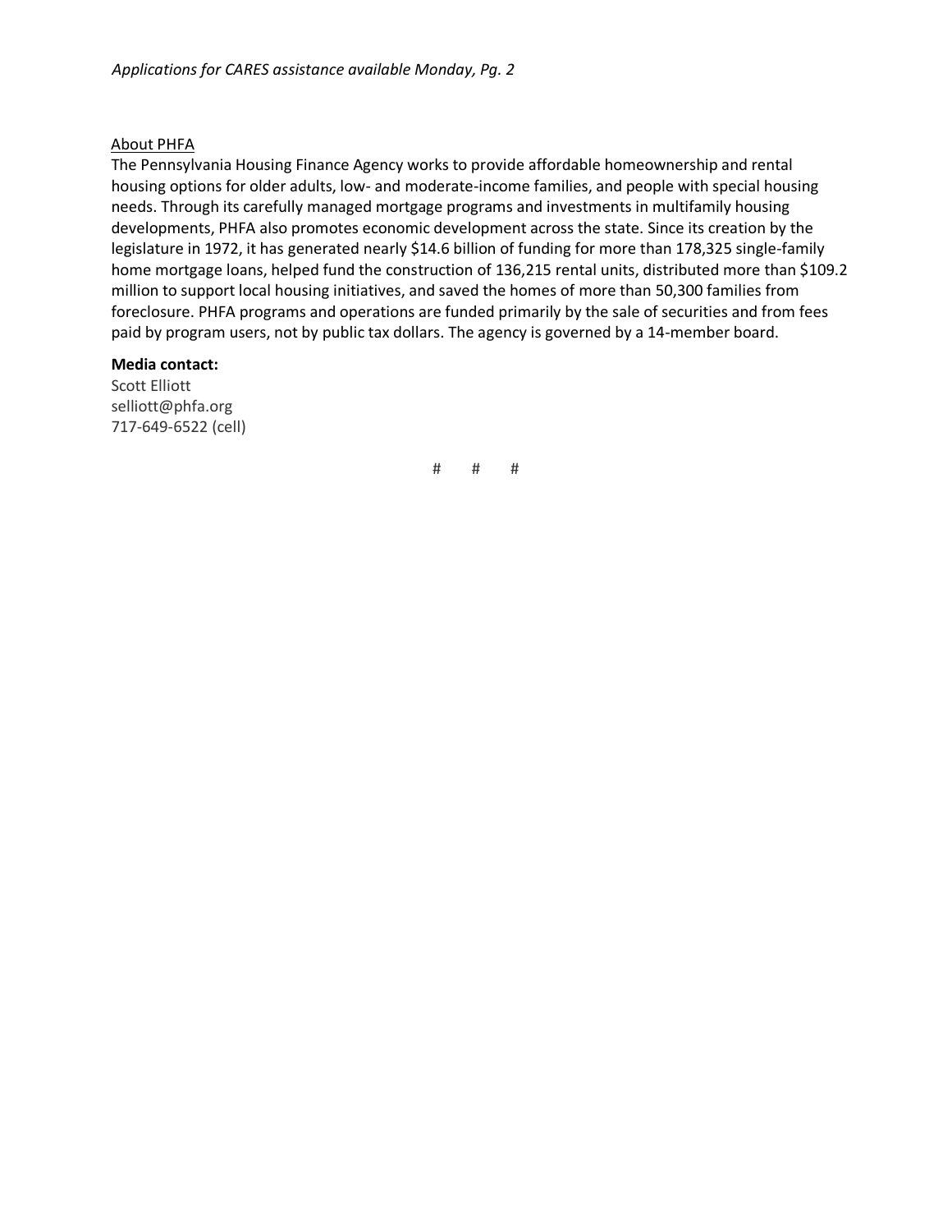About PHFA

The Pennsylvania Housing Finance Agency works to provide affordable homeownership and rental housing options for older adults, low- and moderate-income families, and people with special housing needs. Through its carefully managed mortgage programs and investments in multifamily housing developments, PHFA also promotes economic development across the state. Since its creation by the legislature in 1972, it has generated nearly $14.6 billion of funding for more than 178,325 single-family home mortgage loans, helped fund the construction of 136,215 rental units, distributed more than $109.2 million to support local housing initiatives, and saved the homes of more than 50,300 families from foreclosure. PHFA programs and operations are funded primarily by the sale of securities and from fees paid by program users, not by public tax dollars. The agency is governed by a 14-member board.

**Media contact:**
Scott Elliott
selliott@phfa.org
717-649-6522 (cell)

# # #